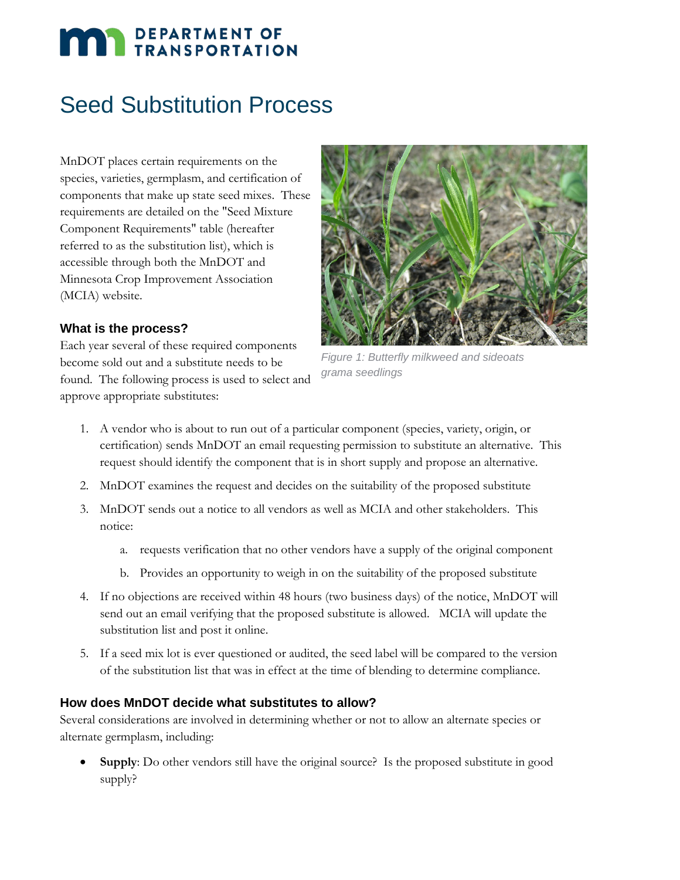# Seed Substitution Process

MnDOT places certain requirements on the species, varieties, germplasm, and certification of components that make up state seed mixes. These requirements are detailed on the "Seed Mixture Component Requirements" table (hereafter referred to as the substitution list), which is accessible through both the MnDOT and Minnesota Crop Improvement Association (MCIA) website.

Figure 1: Butterfly milkweed and sideoats grama seedlings

### What is the process?

Each year several of these required components become sold out and a substitute needs to be found. The following process is used to select and approve appropriate substitutes:

1. A vendor who is about to run out of a particular component (species, variety, origin, or certification) sends MnDOT an email requesting permission to substitute an alternative. This request should identify the component that is in short supply and propose an alternative.
2. MnDOT examines the request and decides on the suitability of the proposed substitute
3. MnDOT sends out a notice to all vendors as well as MCIA and other stakeholders. This notice:
   a. requests verification that no other vendors have a supply of the original component
   b. Provides an opportunity to weigh in on the suitability of the proposed substitute
4. If no objections are received within 48 hours (two business days) of the notice, MnDOT will send out an email verifying that the proposed substitute is allowed. MCIA will update the substitution list and post it online.
5. If a seed mix lot is ever questioned or audited, the seed label will be compared to the version of the substitution list that was in effect at the time of blending to determine compliance.

### How does MnDOT decide what substitutes to allow?

Several considerations are involved in determining whether or not to allow an alternate species or alternate germplasm, including:

- **Supply**: Do other vendors still have the original source? Is the proposed substitute in good supply?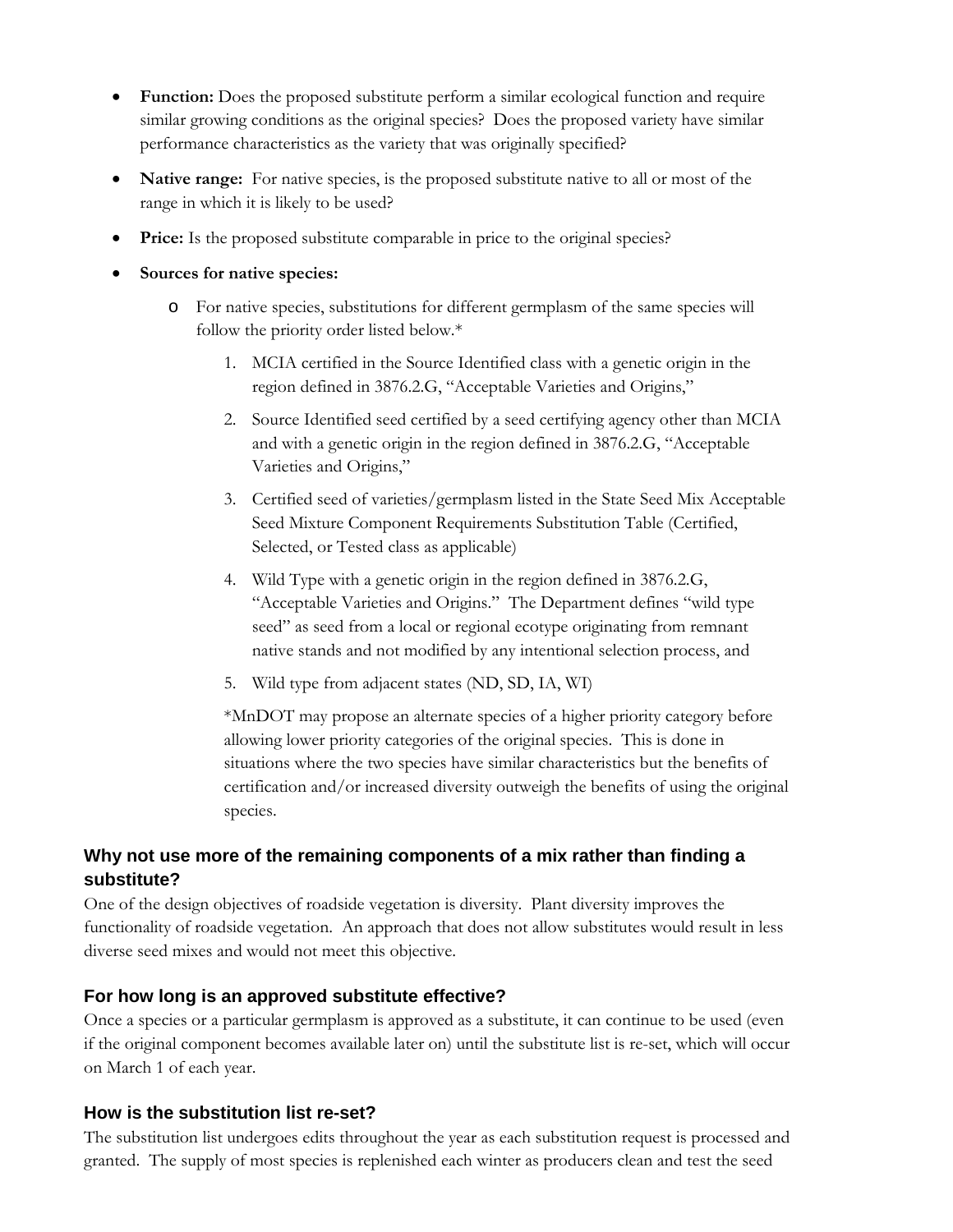- **Function:** Does the proposed substitute perform a similar ecological function and require similar growing conditions as the original species? Does the proposed variety have similar performance characteristics as the variety that was originally specified?
- **Native range:** For native species, is the proposed substitute native to all or most of the range in which it is likely to be used?
- **Price:** Is the proposed substitute comparable in price to the original species?
- **Sources for native species:**
  - For native species, substitutions for different germplasm of the same species will follow the priority order listed below.*
    1. MCIA certified in the Source Identified class with a genetic origin in the region defined in 3876.2.G, "Acceptable Varieties and Origins,"
    2. Source Identified seed certified by a seed certifying agency other than MCIA and with a genetic origin in the region defined in 3876.2.G, "Acceptable Varieties and Origins,"
    3. Certified seed of varieties/germplasm listed in the State Seed Mix Acceptable Seed Mixture Component Requirements Substitution Table (Certified, Selected, or Tested class as applicable)
    4. Wild Type with a genetic origin in the region defined in 3876.2.G, "Acceptable Varieties and Origins." The Department defines "wild type seed" as seed from a local or regional ecotype originating from remnant native stands and not modified by any intentional selection process, and
    5. Wild type from adjacent states (ND, SD, IA, WI)

    *MnDOT may propose an alternate species of a higher priority category before allowing lower priority categories of the original species. This is done in situations where the two species have similar characteristics but the benefits of certification and/or increased diversity outweigh the benefits of using the original species.

### Why not use more of the remaining components of a mix rather than finding a substitute?

One of the design objectives of roadside vegetation is diversity. Plant diversity improves the functionality of roadside vegetation. An approach that does not allow substitutes would result in less diverse seed mixes and would not meet this objective.

### For how long is an approved substitute effective?

Once a species or a particular germplasm is approved as a substitute, it can continue to be used (even if the original component becomes available later on) until the substitute list is re-set, which will occur on March 1 of each year.

### How is the substitution list re-set?

The substitution list undergoes edits throughout the year as each substitution request is processed and granted. The supply of most species is replenished each winter as producers clean and test the seed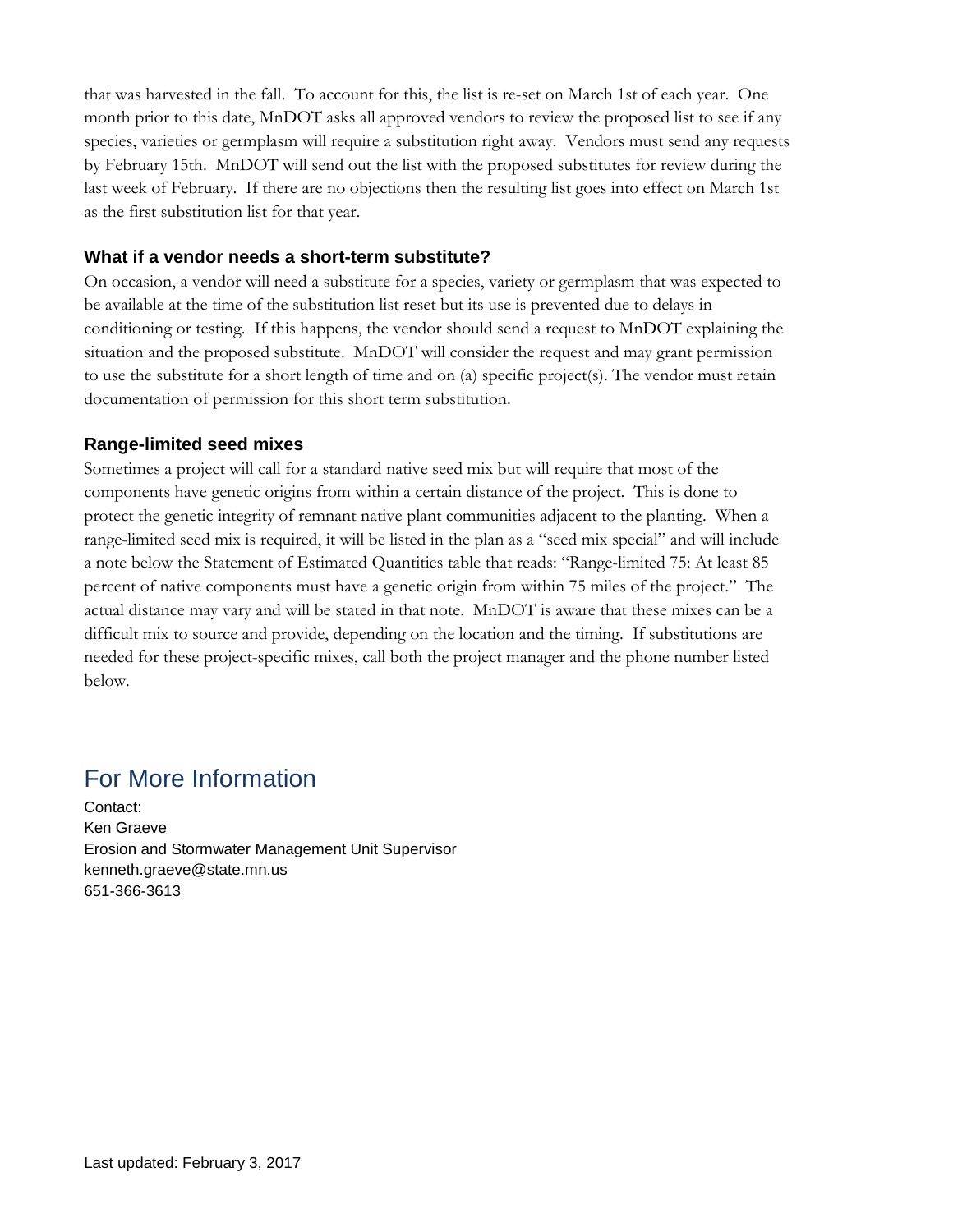that was harvested in the fall. To account for this, the list is re-set on March 1st of each year. One month prior to this date, MnDOT asks all approved vendors to review the proposed list to see if any species, varieties or germplasm will require a substitution right away. Vendors must send any requests by February 15th. MnDOT will send out the list with the proposed substitutes for review during the last week of February. If there are no objections then the resulting list goes into effect on March 1st as the first substitution list for that year.

### What if a vendor needs a short-term substitute?

On occasion, a vendor will need a substitute for a species, variety or germplasm that was expected to be available at the time of the substitution list reset but its use is prevented due to delays in conditioning or testing. If this happens, the vendor should send a request to MnDOT explaining the situation and the proposed substitute. MnDOT will consider the request and may grant permission to use the substitute for a short length of time and on (a) specific project(s). The vendor must retain documentation of permission for this short term substitution.

### Range-limited seed mixes

Sometimes a project will call for a standard native seed mix but will require that most of the components have genetic origins from within a certain distance of the project. This is done to protect the genetic integrity of remnant native plant communities adjacent to the planting. When a range-limited seed mix is required, it will be listed in the plan as a "seed mix special" and will include a note below the Statement of Estimated Quantities table that reads: "Range-limited 75: At least 85 percent of native components must have a genetic origin from within 75 miles of the project." The actual distance may vary and will be stated in that note. MnDOT is aware that these mixes can be a difficult mix to source and provide, depending on the location and the timing. If substitutions are needed for these project-specific mixes, call both the project manager and the phone number listed below.

## For More Information

Contact:
Ken Graeve
Erosion and Stormwater Management Unit Supervisor
kenneth.graeve@state.mn.us
651-366-3613

Last updated: February 3, 2017